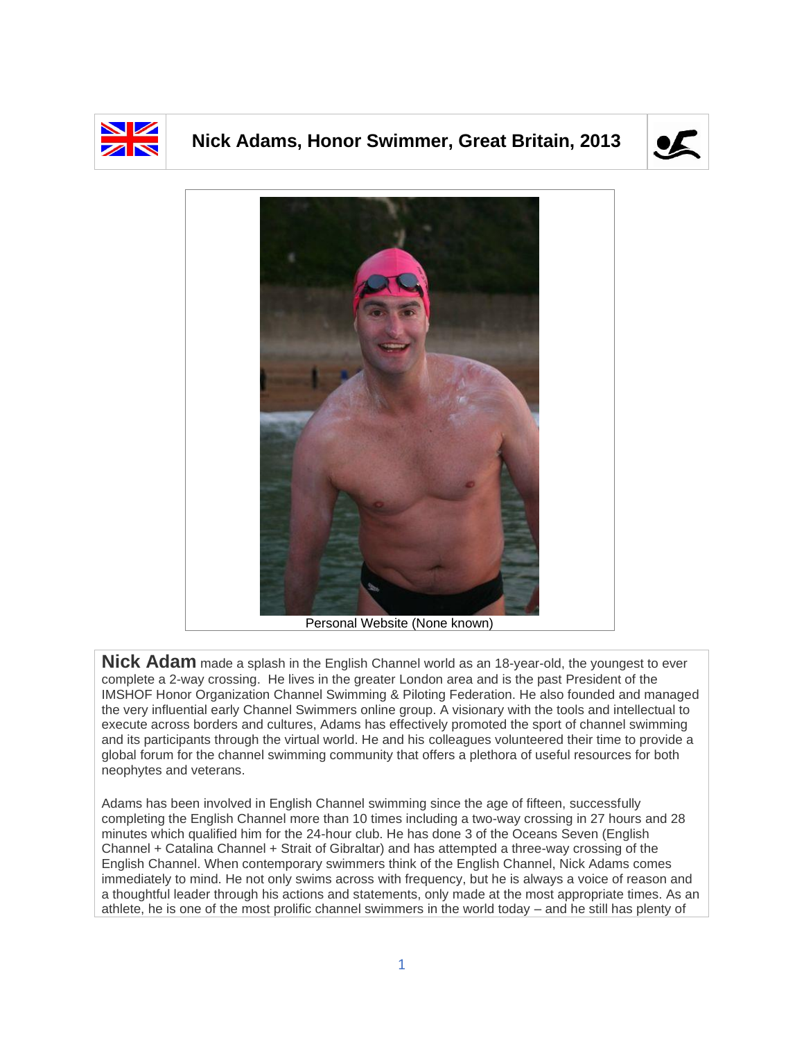# Nick Adams, Honor Swimmer, Great Britain, 2013

Personal Website (None known)

**Nick Adam** made a splash in the English Channel world as an 18-year-old, the youngest to ever complete a 2-way crossing. He lives in the greater London area and is the past President of the IMSHOF Honor Organization Channel Swimming & Piloting Federation. He also founded and managed the very influential early Channel Swimmers online group. A visionary with the tools and intellectual to execute across borders and cultures, Adams has effectively promoted the sport of channel swimming and its participants through the virtual world. He and his colleagues volunteered their time to provide a global forum for the channel swimming community that offers a plethora of useful resources for both neophytes and veterans.

Adams has been involved in English Channel swimming since the age of fifteen, successfully completing the English Channel more than 10 times including a two-way crossing in 27 hours and 28 minutes which qualified him for the 24-hour club. He has done 3 of the Oceans Seven (English Channel + Catalina Channel + Strait of Gibraltar) and has attempted a three-way crossing of the English Channel. When contemporary swimmers think of the English Channel, Nick Adams comes immediately to mind. He not only swims across with frequency, but he is always a voice of reason and a thoughtful leader through his actions and statements, only made at the most appropriate times. As an athlete, he is one of the most prolific channel swimmers in the world today – and he still has plenty of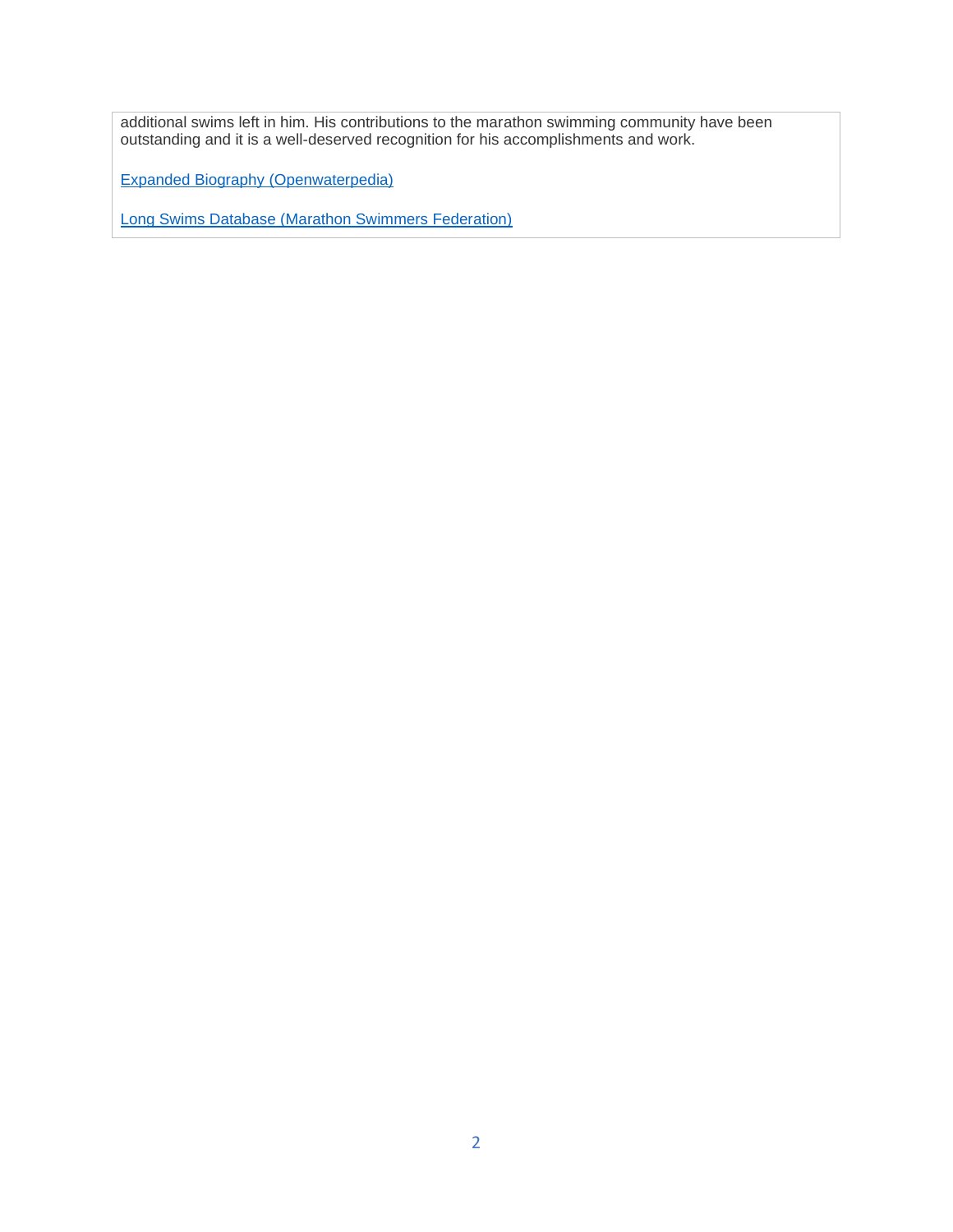additional swims left in him. His contributions to the marathon swimming community have been outstanding and it is a well-deserved recognition for his accomplishments and work.

Expanded Biography (Openwaterpedia)

Long Swims Database (Marathon Swimmers Federation)